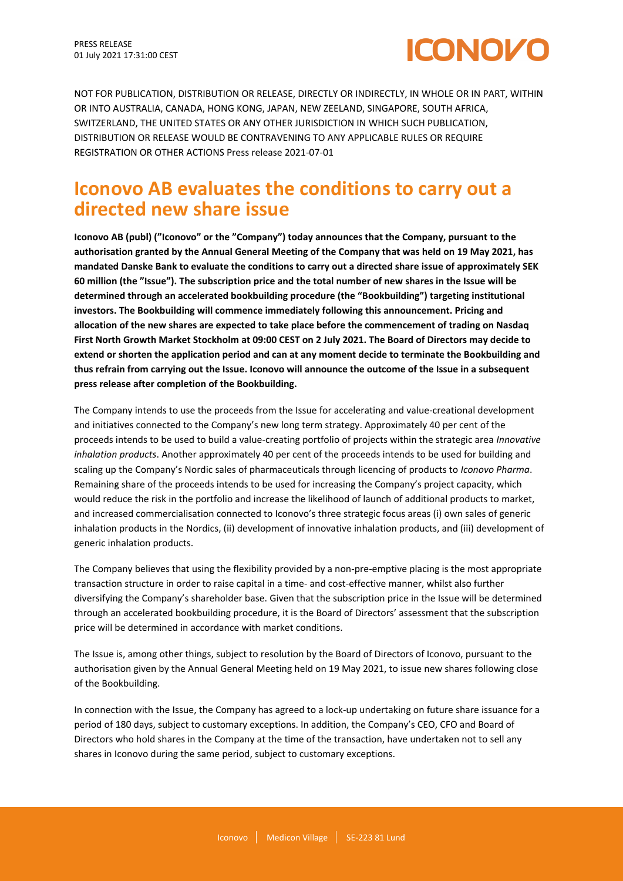PRESS RELEASE
01 July 2021 17:31:00 CEST

NOT FOR PUBLICATION, DISTRIBUTION OR RELEASE, DIRECTLY OR INDIRECTLY, IN WHOLE OR IN PART, WITHIN OR INTO AUSTRALIA, CANADA, HONG KONG, JAPAN, NEW ZEELAND, SINGAPORE, SOUTH AFRICA, SWITZERLAND, THE UNITED STATES OR ANY OTHER JURISDICTION IN WHICH SUCH PUBLICATION, DISTRIBUTION OR RELEASE WOULD BE CONTRAVENING TO ANY APPLICABLE RULES OR REQUIRE REGISTRATION OR OTHER ACTIONS Press release 2021-07-01

# Iconovo AB evaluates the conditions to carry out a directed new share issue

**Iconovo AB (publ) ("Iconovo" or the "Company") today announces that the Company, pursuant to the authorisation granted by the Annual General Meeting of the Company that was held on 19 May 2021, has mandated Danske Bank to evaluate the conditions to carry out a directed share issue of approximately SEK 60 million (the "Issue"). The subscription price and the total number of new shares in the Issue will be determined through an accelerated bookbuilding procedure (the "Bookbuilding") targeting institutional investors. The Bookbuilding will commence immediately following this announcement. Pricing and allocation of the new shares are expected to take place before the commencement of trading on Nasdaq First North Growth Market Stockholm at 09:00 CEST on 2 July 2021. The Board of Directors may decide to extend or shorten the application period and can at any moment decide to terminate the Bookbuilding and thus refrain from carrying out the Issue. Iconovo will announce the outcome of the Issue in a subsequent press release after completion of the Bookbuilding.**

The Company intends to use the proceeds from the Issue for accelerating and value-creational development and initiatives connected to the Company's new long term strategy. Approximately 40 per cent of the proceeds intends to be used to build a value-creating portfolio of projects within the strategic area *Innovative inhalation products*. Another approximately 40 per cent of the proceeds intends to be used for building and scaling up the Company's Nordic sales of pharmaceuticals through licencing of products to *Iconovo Pharma*. Remaining share of the proceeds intends to be used for increasing the Company's project capacity, which would reduce the risk in the portfolio and increase the likelihood of launch of additional products to market, and increased commercialisation connected to Iconovo's three strategic focus areas (i) own sales of generic inhalation products in the Nordics, (ii) development of innovative inhalation products, and (iii) development of generic inhalation products.

The Company believes that using the flexibility provided by a non-pre-emptive placing is the most appropriate transaction structure in order to raise capital in a time- and cost-effective manner, whilst also further diversifying the Company's shareholder base. Given that the subscription price in the Issue will be determined through an accelerated bookbuilding procedure, it is the Board of Directors' assessment that the subscription price will be determined in accordance with market conditions.

The Issue is, among other things, subject to resolution by the Board of Directors of Iconovo, pursuant to the authorisation given by the Annual General Meeting held on 19 May 2021, to issue new shares following close of the Bookbuilding.

In connection with the Issue, the Company has agreed to a lock-up undertaking on future share issuance for a period of 180 days, subject to customary exceptions. In addition, the Company's CEO, CFO and Board of Directors who hold shares in the Company at the time of the transaction, have undertaken not to sell any shares in Iconovo during the same period, subject to customary exceptions.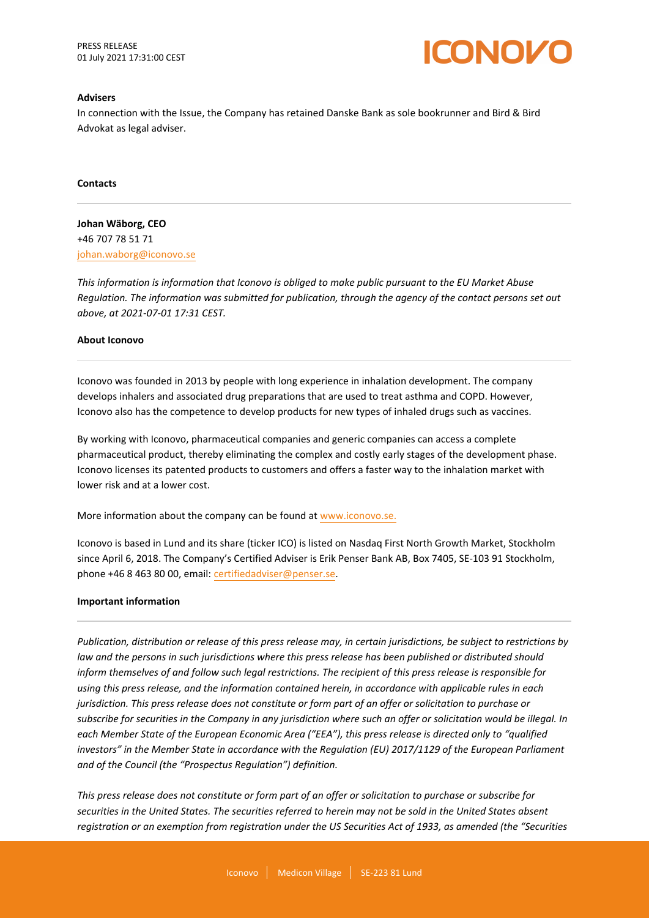**Advisers**

In connection with the Issue, the Company has retained Danske Bank as sole bookrunner and Bird & Bird Advokat as legal adviser.

**Contacts**

**Johan Wäborg, CEO**
+46 707 78 51 71
johan.waborg@iconovo.se

*This information is information that Iconovo is obliged to make public pursuant to the EU Market Abuse Regulation. The information was submitted for publication, through the agency of the contact persons set out above, at 2021-07-01 17:31 CEST.*

**About Iconovo**

Iconovo was founded in 2013 by people with long experience in inhalation development. The company develops inhalers and associated drug preparations that are used to treat asthma and COPD. However, Iconovo also has the competence to develop products for new types of inhaled drugs such as vaccines.

By working with Iconovo, pharmaceutical companies and generic companies can access a complete pharmaceutical product, thereby eliminating the complex and costly early stages of the development phase. Iconovo licenses its patented products to customers and offers a faster way to the inhalation market with lower risk and at a lower cost.

More information about the company can be found at www.iconovo.se.

Iconovo is based in Lund and its share (ticker ICO) is listed on Nasdaq First North Growth Market, Stockholm since April 6, 2018. The Company's Certified Adviser is Erik Penser Bank AB, Box 7405, SE-103 91 Stockholm, phone +46 8 463 80 00, email: certifiedadviser@penser.se.

**Important information**

*Publication, distribution or release of this press release may, in certain jurisdictions, be subject to restrictions by law and the persons in such jurisdictions where this press release has been published or distributed should inform themselves of and follow such legal restrictions. The recipient of this press release is responsible for using this press release, and the information contained herein, in accordance with applicable rules in each jurisdiction. This press release does not constitute or form part of an offer or solicitation to purchase or subscribe for securities in the Company in any jurisdiction where such an offer or solicitation would be illegal. In each Member State of the European Economic Area ("EEA"), this press release is directed only to "qualified investors" in the Member State in accordance with the Regulation (EU) 2017/1129 of the European Parliament and of the Council (the "Prospectus Regulation") definition.*

*This press release does not constitute or form part of an offer or solicitation to purchase or subscribe for securities in the United States. The securities referred to herein may not be sold in the United States absent registration or an exemption from registration under the US Securities Act of 1933, as amended (the "Securities*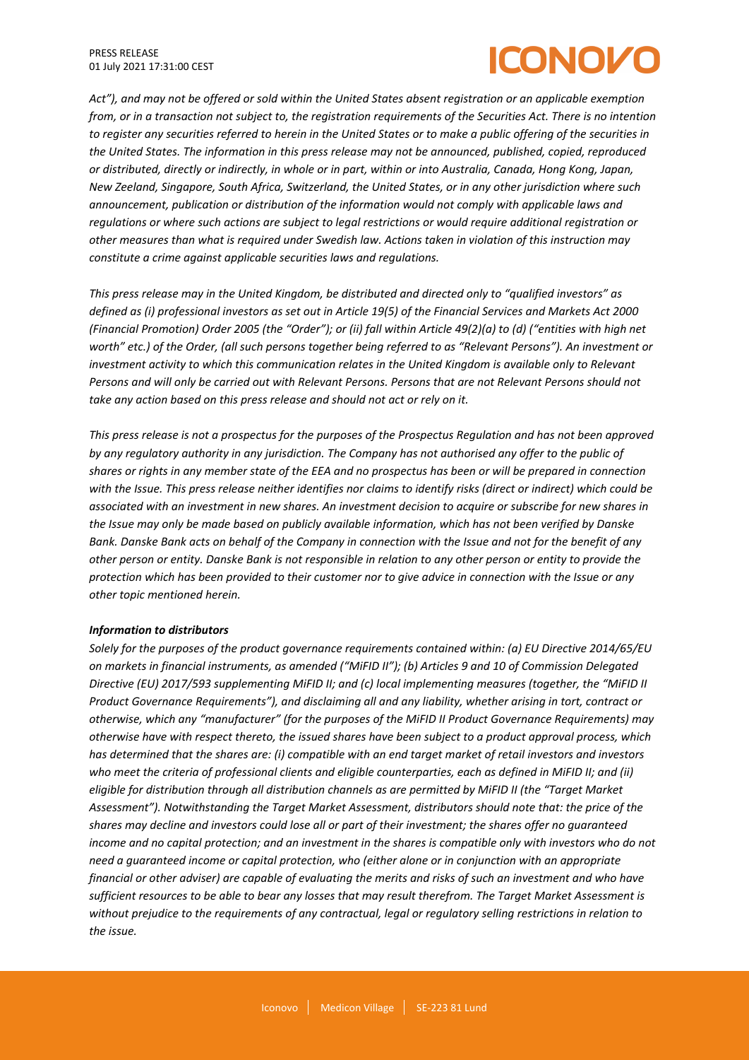*Act"), and may not be offered or sold within the United States absent registration or an applicable exemption from, or in a transaction not subject to, the registration requirements of the Securities Act. There is no intention to register any securities referred to herein in the United States or to make a public offering of the securities in the United States. The information in this press release may not be announced, published, copied, reproduced or distributed, directly or indirectly, in whole or in part, within or into Australia, Canada, Hong Kong, Japan, New Zeeland, Singapore, South Africa, Switzerland, the United States, or in any other jurisdiction where such announcement, publication or distribution of the information would not comply with applicable laws and regulations or where such actions are subject to legal restrictions or would require additional registration or other measures than what is required under Swedish law. Actions taken in violation of this instruction may constitute a crime against applicable securities laws and regulations.*

*This press release may in the United Kingdom, be distributed and directed only to "qualified investors" as defined as (i) professional investors as set out in Article 19(5) of the Financial Services and Markets Act 2000 (Financial Promotion) Order 2005 (the "Order"); or (ii) fall within Article 49(2)(a) to (d) ("entities with high net worth" etc.) of the Order, (all such persons together being referred to as "Relevant Persons"). An investment or investment activity to which this communication relates in the United Kingdom is available only to Relevant Persons and will only be carried out with Relevant Persons. Persons that are not Relevant Persons should not take any action based on this press release and should not act or rely on it.*

*This press release is not a prospectus for the purposes of the Prospectus Regulation and has not been approved by any regulatory authority in any jurisdiction. The Company has not authorised any offer to the public of shares or rights in any member state of the EEA and no prospectus has been or will be prepared in connection with the Issue. This press release neither identifies nor claims to identify risks (direct or indirect) which could be associated with an investment in new shares. An investment decision to acquire or subscribe for new shares in the Issue may only be made based on publicly available information, which has not been verified by Danske Bank. Danske Bank acts on behalf of the Company in connection with the Issue and not for the benefit of any other person or entity. Danske Bank is not responsible in relation to any other person or entity to provide the protection which has been provided to their customer nor to give advice in connection with the Issue or any other topic mentioned herein.*

***Information to distributors***

*Solely for the purposes of the product governance requirements contained within: (a) EU Directive 2014/65/EU on markets in financial instruments, as amended ("MiFID II"); (b) Articles 9 and 10 of Commission Delegated Directive (EU) 2017/593 supplementing MiFID II; and (c) local implementing measures (together, the "MiFID II Product Governance Requirements"), and disclaiming all and any liability, whether arising in tort, contract or otherwise, which any "manufacturer" (for the purposes of the MiFID II Product Governance Requirements) may otherwise have with respect thereto, the issued shares have been subject to a product approval process, which has determined that the shares are: (i) compatible with an end target market of retail investors and investors who meet the criteria of professional clients and eligible counterparties, each as defined in MiFID II; and (ii) eligible for distribution through all distribution channels as are permitted by MiFID II (the "Target Market Assessment"). Notwithstanding the Target Market Assessment, distributors should note that: the price of the shares may decline and investors could lose all or part of their investment; the shares offer no guaranteed income and no capital protection; and an investment in the shares is compatible only with investors who do not need a guaranteed income or capital protection, who (either alone or in conjunction with an appropriate financial or other adviser) are capable of evaluating the merits and risks of such an investment and who have sufficient resources to be able to bear any losses that may result therefrom. The Target Market Assessment is without prejudice to the requirements of any contractual, legal or regulatory selling restrictions in relation to the issue.*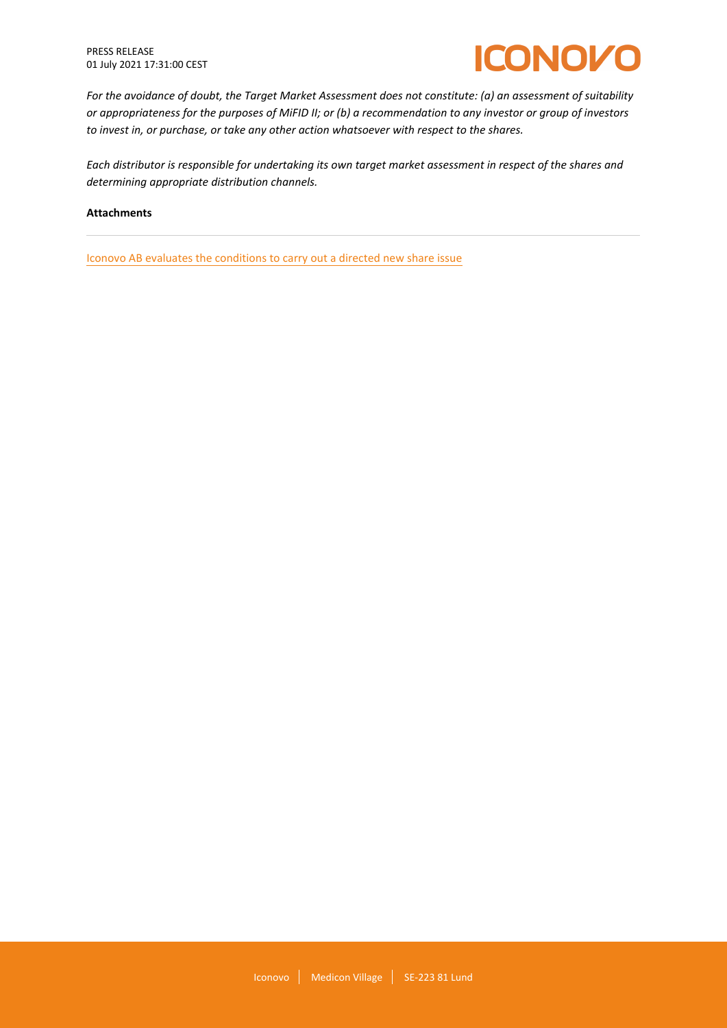*For the avoidance of doubt, the Target Market Assessment does not constitute: (a) an assessment of suitability or appropriateness for the purposes of MiFID II; or (b) a recommendation to any investor or group of investors to invest in, or purchase, or take any other action whatsoever with respect to the shares.*

*Each distributor is responsible for undertaking its own target market assessment in respect of the shares and determining appropriate distribution channels.*

**Attachments**

Iconovo AB evaluates the conditions to carry out a directed new share issue